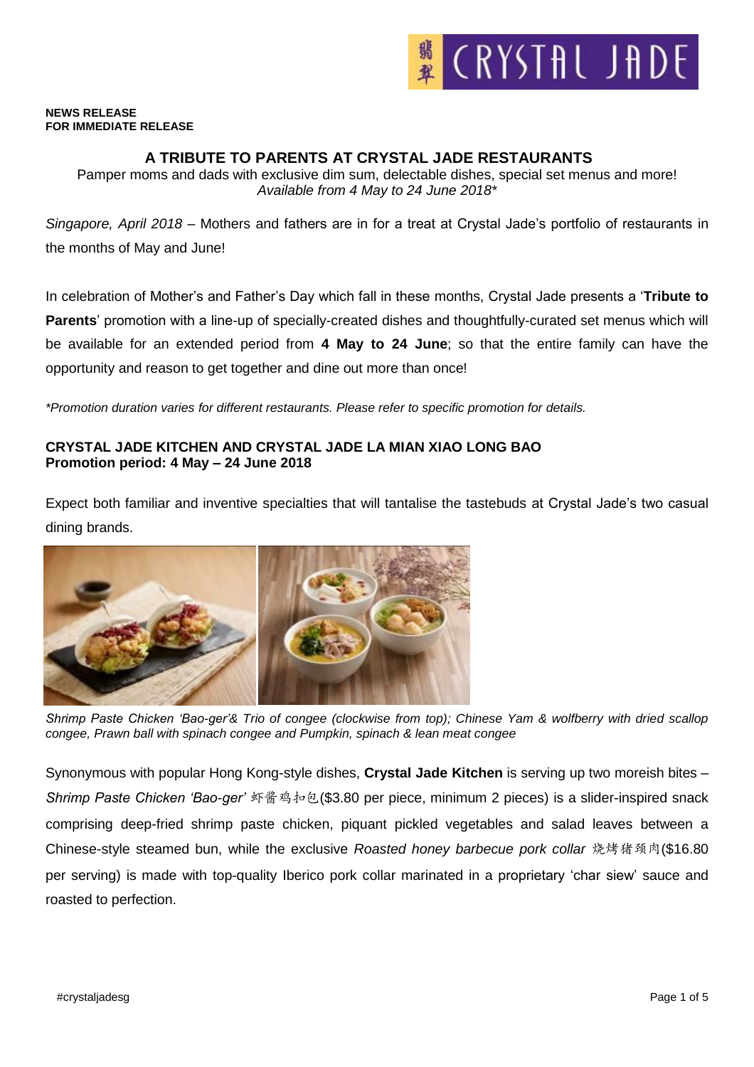**NEWS RELEASE**
**FOR IMMEDIATE RELEASE**

# A TRIBUTE TO PARENTS AT CRYSTAL JADE RESTAURANTS

Pamper moms and dads with exclusive dim sum, delectable dishes, special set menus and more!
*Available from 4 May to 24 June 2018\**

*Singapore, April 2018* – Mothers and fathers are in for a treat at Crystal Jade's portfolio of restaurants in the months of May and June!

In celebration of Mother's and Father's Day which fall in these months, Crystal Jade presents a '**Tribute to Parents**' promotion with a line-up of specially-created dishes and thoughtfully-curated set menus which will be available for an extended period from **4 May to 24 June**; so that the entire family can have the opportunity and reason to get together and dine out more than once!

*\*Promotion duration varies for different restaurants. Please refer to specific promotion for details.*

## CRYSTAL JADE KITCHEN AND CRYSTAL JADE LA MIAN XIAO LONG BAO
**Promotion period: 4 May – 24 June 2018**

Expect both familiar and inventive specialties that will tantalise the tastebuds at Crystal Jade's two casual dining brands.

*Shrimp Paste Chicken 'Bao-ger'& Trio of congee (clockwise from top); Chinese Yam & wolfberry with dried scallop congee, Prawn ball with spinach congee and Pumpkin, spinach & lean meat congee*

Synonymous with popular Hong Kong-style dishes, **Crystal Jade Kitchen** is serving up two moreish bites – *Shrimp Paste Chicken 'Bao-ger'* 虾酱鸡扣包($3.80 per piece, minimum 2 pieces) is a slider-inspired snack comprising deep-fried shrimp paste chicken, piquant pickled vegetables and salad leaves between a Chinese-style steamed bun, while the exclusive *Roasted honey barbecue pork collar* 烧烤猪颈肉($16.80 per serving) is made with top-quality Iberico pork collar marinated in a proprietary 'char siew' sauce and roasted to perfection.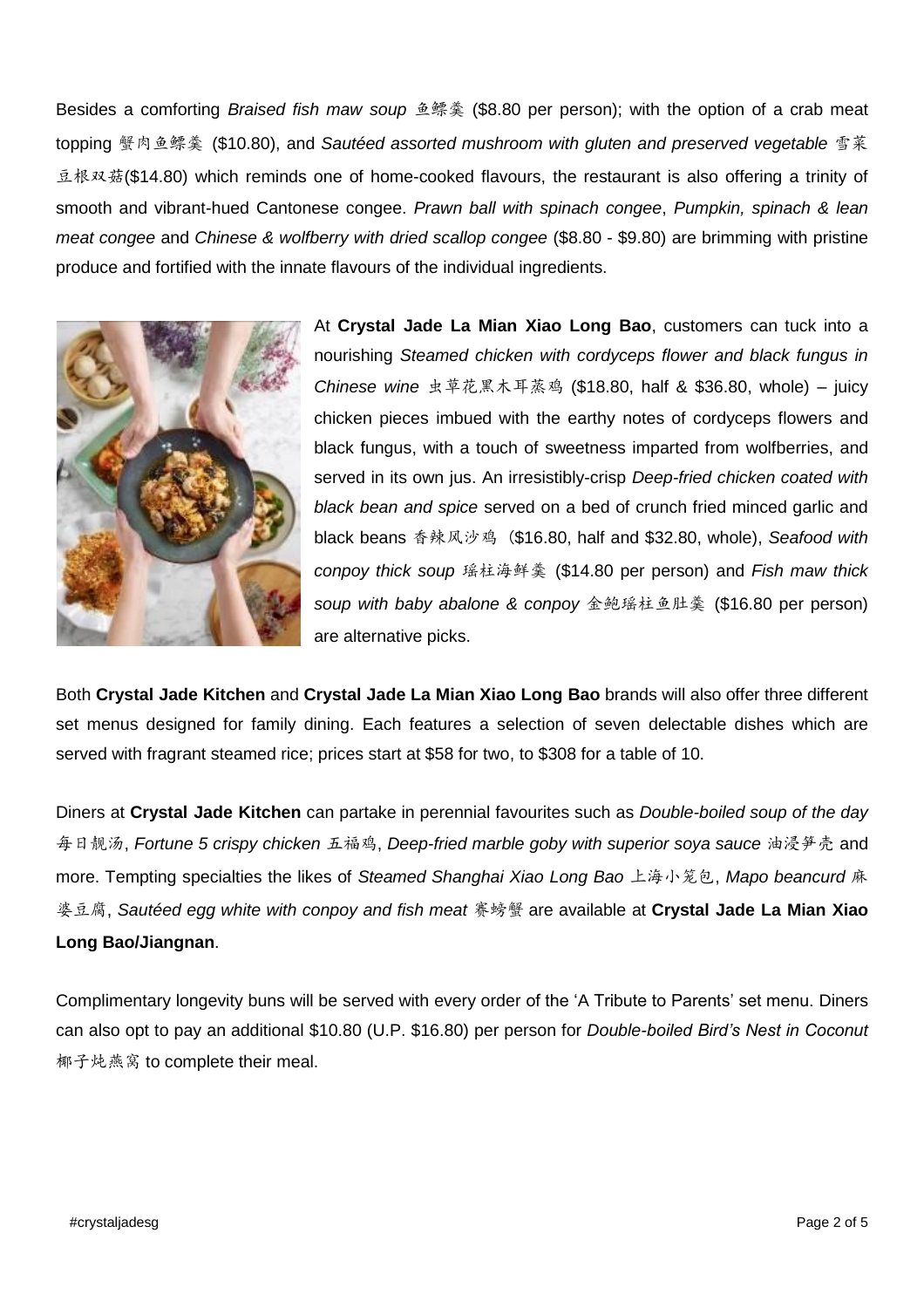Besides a comforting *Braised fish maw soup* 鱼鳔羹 ($8.80 per person); with the option of a crab meat topping 蟹肉鱼鳔羹 ($10.80), and *Sautéed assorted mushroom with gluten and preserved vegetable* 雪菜豆根双菇($14.80) which reminds one of home-cooked flavours, the restaurant is also offering a trinity of smooth and vibrant-hued Cantonese congee. *Prawn ball with spinach congee*, *Pumpkin, spinach & lean meat congee* and *Chinese & wolfberry with dried scallop congee* ($8.80 - $9.80) are brimming with pristine produce and fortified with the innate flavours of the individual ingredients.

At **Crystal Jade La Mian Xiao Long Bao**, customers can tuck into a nourishing *Steamed chicken with cordyceps flower and black fungus in Chinese wine* 虫草花黑木耳蒸鸡 ($18.80, half & $36.80, whole) – juicy chicken pieces imbued with the earthy notes of cordyceps flowers and black fungus, with a touch of sweetness imparted from wolfberries, and served in its own jus. An irresistibly-crisp *Deep-fried chicken coated with black bean and spice* served on a bed of crunch fried minced garlic and black beans 香辣风沙鸡 ($16.80, half and $32.80, whole), *Seafood with conpoy thick soup* 瑶柱海鲜羹 ($14.80 per person) and *Fish maw thick soup with baby abalone & conpoy* 金鲍瑶柱鱼肚羹 ($16.80 per person) are alternative picks.

Both **Crystal Jade Kitchen** and **Crystal Jade La Mian Xiao Long Bao** brands will also offer three different set menus designed for family dining. Each features a selection of seven delectable dishes which are served with fragrant steamed rice; prices start at $58 for two, to $308 for a table of 10.

Diners at **Crystal Jade Kitchen** can partake in perennial favourites such as *Double-boiled soup of the day* 每日靓汤, *Fortune 5 crispy chicken* 五福鸡, *Deep-fried marble goby with superior soya sauce* 油浸笋壳 and more. Tempting specialties the likes of *Steamed Shanghai Xiao Long Bao* 上海小笼包, *Mapo beancurd* 麻婆豆腐, *Sautéed egg white with conpoy and fish meat* 赛螃蟹 are available at **Crystal Jade La Mian Xiao Long Bao/Jiangnan**.

Complimentary longevity buns will be served with every order of the 'A Tribute to Parents' set menu. Diners can also opt to pay an additional $10.80 (U.P. $16.80) per person for *Double-boiled Bird's Nest in Coconut* 椰子炖燕窝 to complete their meal.

#crystaljadesg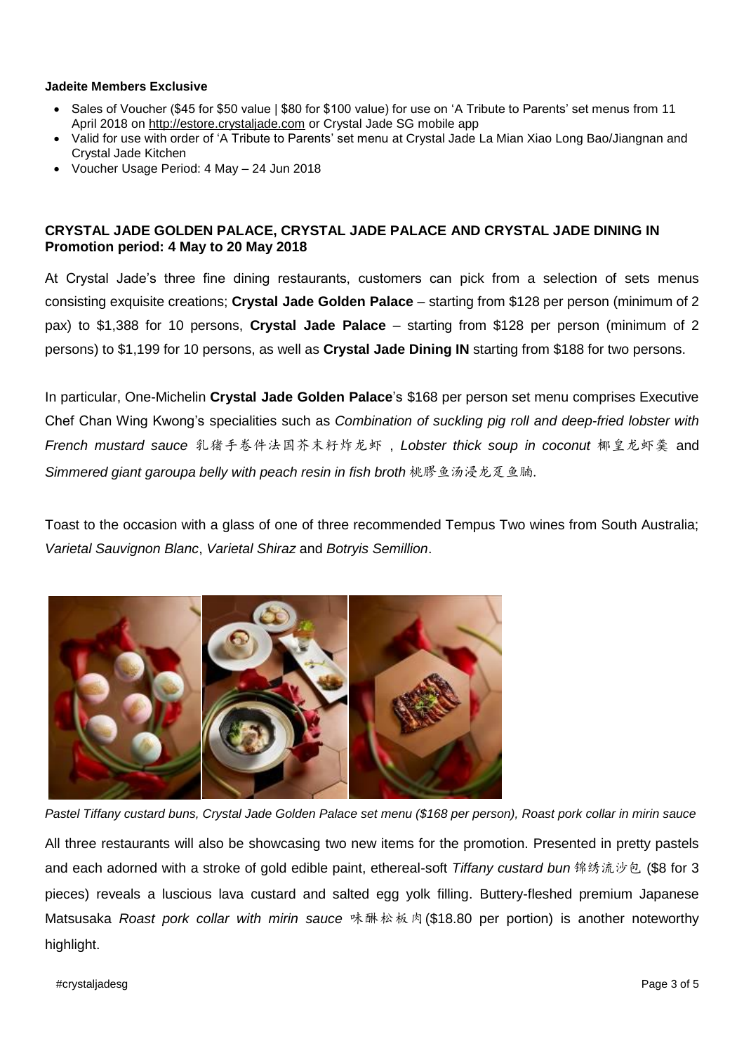**Jadeite Members Exclusive**

- Sales of Voucher ($45 for $50 value | $80 for $100 value) for use on 'A Tribute to Parents' set menus from 11 April 2018 on http://estore.crystaljade.com or Crystal Jade SG mobile app
- Valid for use with order of 'A Tribute to Parents' set menu at Crystal Jade La Mian Xiao Long Bao/Jiangnan and Crystal Jade Kitchen
- Voucher Usage Period: 4 May – 24 Jun 2018

**CRYSTAL JADE GOLDEN PALACE, CRYSTAL JADE PALACE AND CRYSTAL JADE DINING IN**
**Promotion period: 4 May to 20 May 2018**

At Crystal Jade's three fine dining restaurants, customers can pick from a selection of sets menus consisting exquisite creations; **Crystal Jade Golden Palace** – starting from $128 per person (minimum of 2 pax) to $1,388 for 10 persons, **Crystal Jade Palace** – starting from $128 per person (minimum of 2 persons) to $1,199 for 10 persons, as well as **Crystal Jade Dining IN** starting from $188 for two persons.

In particular, One-Michelin **Crystal Jade Golden Palace**'s $168 per person set menu comprises Executive Chef Chan Wing Kwong's specialities such as *Combination of suckling pig roll and deep-fried lobster with French mustard sauce* 乳猪手卷件法国芥末籽炸龙虾 , *Lobster thick soup in coconut* 椰皇龙虾羹 and *Simmered giant garoupa belly with peach resin in fish broth* 桃膠鱼汤浸龙趸鱼腩.

Toast to the occasion with a glass of one of three recommended Tempus Two wines from South Australia; *Varietal Sauvignon Blanc*, *Varietal Shiraz* and *Botryis Semillion*.

*Pastel Tiffany custard buns, Crystal Jade Golden Palace set menu ($168 per person), Roast pork collar in mirin sauce*

All three restaurants will also be showcasing two new items for the promotion. Presented in pretty pastels and each adorned with a stroke of gold edible paint, ethereal-soft *Tiffany custard bun* 锦绣流沙包 ($8 for 3 pieces) reveals a luscious lava custard and salted egg yolk filling. Buttery-fleshed premium Japanese Matsusaka *Roast pork collar with mirin sauce* 味醂松板肉 ($18.80 per portion) is another noteworthy highlight.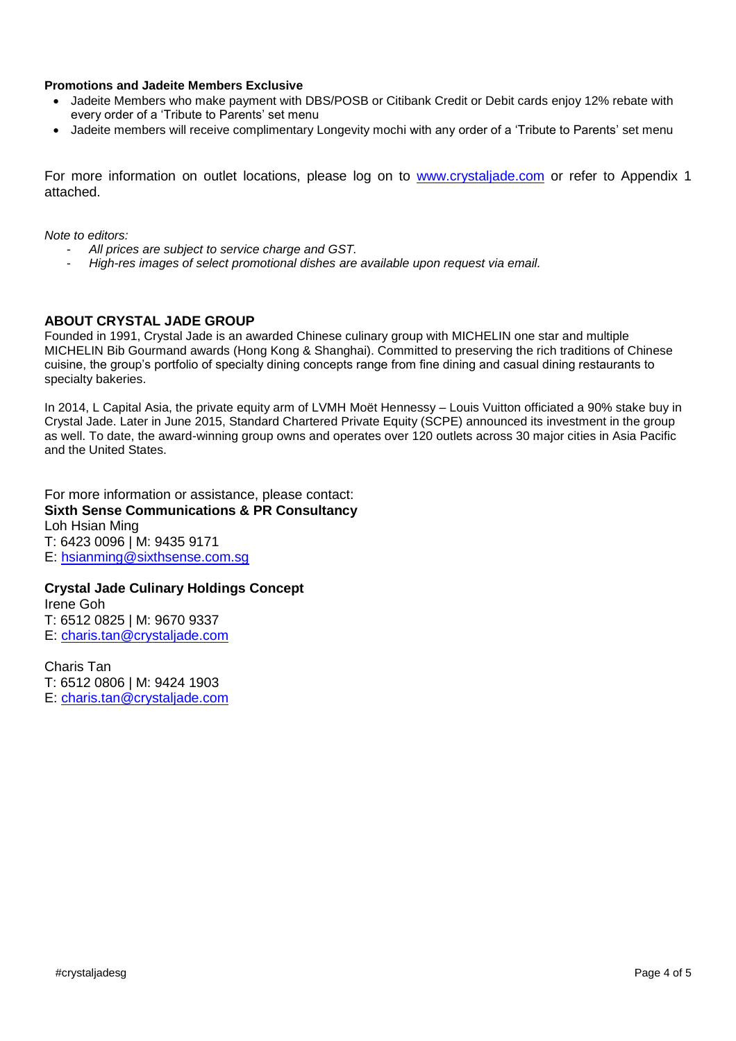**Promotions and Jadeite Members Exclusive**

- Jadeite Members who make payment with DBS/POSB or Citibank Credit or Debit cards enjoy 12% rebate with every order of a 'Tribute to Parents' set menu
- Jadeite members will receive complimentary Longevity mochi with any order of a 'Tribute to Parents' set menu

For more information on outlet locations, please log on to [www.crystaljade.com](http://www.crystaljade.com) or refer to Appendix 1 attached.

*Note to editors:*

- *All prices are subject to service charge and GST.*
- *High-res images of select promotional dishes are available upon request via email.*

## ABOUT CRYSTAL JADE GROUP

Founded in 1991, Crystal Jade is an awarded Chinese culinary group with MICHELIN one star and multiple MICHELIN Bib Gourmand awards (Hong Kong & Shanghai). Committed to preserving the rich traditions of Chinese cuisine, the group's portfolio of specialty dining concepts range from fine dining and casual dining restaurants to specialty bakeries.

In 2014, L Capital Asia, the private equity arm of LVMH Moët Hennessy – Louis Vuitton officiated a 90% stake buy in Crystal Jade. Later in June 2015, Standard Chartered Private Equity (SCPE) announced its investment in the group as well. To date, the award-winning group owns and operates over 120 outlets across 30 major cities in Asia Pacific and the United States.

For more information or assistance, please contact:
**Sixth Sense Communications & PR Consultancy**
Loh Hsian Ming
T: 6423 0096 | M: 9435 9171
E: [hsianming@sixthsense.com.sg](mailto:hsianming@sixthsense.com.sg)

**Crystal Jade Culinary Holdings Concept**
Irene Goh
T: 6512 0825 | M: 9670 9337
E: [charis.tan@crystaljade.com](mailto:charis.tan@crystaljade.com)

Charis Tan
T: 6512 0806 | M: 9424 1903
E: [charis.tan@crystaljade.com](mailto:charis.tan@crystaljade.com)

#crystaljadesg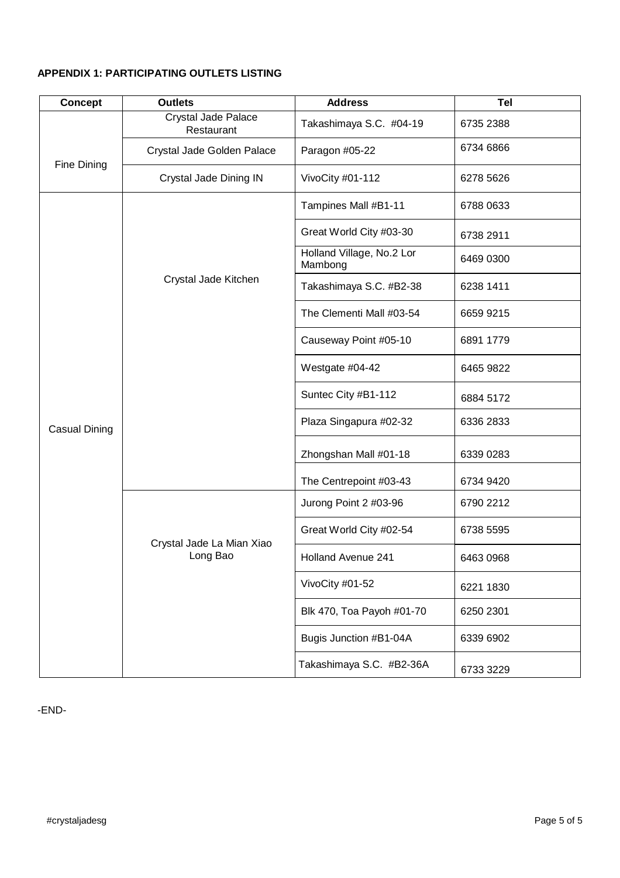**APPENDIX 1: PARTICIPATING OUTLETS LISTING**

| Concept | Outlets | Address | Tel |
|---|---|---|---|
| Fine Dining | Crystal Jade Palace Restaurant | Takashimaya S.C. #04-19 | 6735 2388 |
| | Crystal Jade Golden Palace | Paragon #05-22 | 6734 6866 |
| | Crystal Jade Dining IN | VivoCity #01-112 | 6278 5626 |
| Casual Dining | Crystal Jade Kitchen | Tampines Mall #B1-11 | 6788 0633 |
| | | Great World City #03-30 | 6738 2911 |
| | | Holland Village, No.2 Lor Mambong | 6469 0300 |
| | | Takashimaya S.C. #B2-38 | 6238 1411 |
| | | The Clementi Mall #03-54 | 6659 9215 |
| | | Causeway Point #05-10 | 6891 1779 |
| | | Westgate #04-42 | 6465 9822 |
| | | Suntec City #B1-112 | 6884 5172 |
| | | Plaza Singapura #02-32 | 6336 2833 |
| | | Zhongshan Mall #01-18 | 6339 0283 |
| | | The Centrepoint #03-43 | 6734 9420 |
| | Crystal Jade La Mian Xiao Long Bao | Jurong Point 2 #03-96 | 6790 2212 |
| | | Great World City #02-54 | 6738 5595 |
| | | Holland Avenue 241 | 6463 0968 |
| | | VivoCity #01-52 | 6221 1830 |
| | | Blk 470, Toa Payoh #01-70 | 6250 2301 |
| | | Bugis Junction #B1-04A | 6339 6902 |
| | | Takashimaya S.C. #B2-36A | 6733 3229 |

-END-

#crystaljadesg